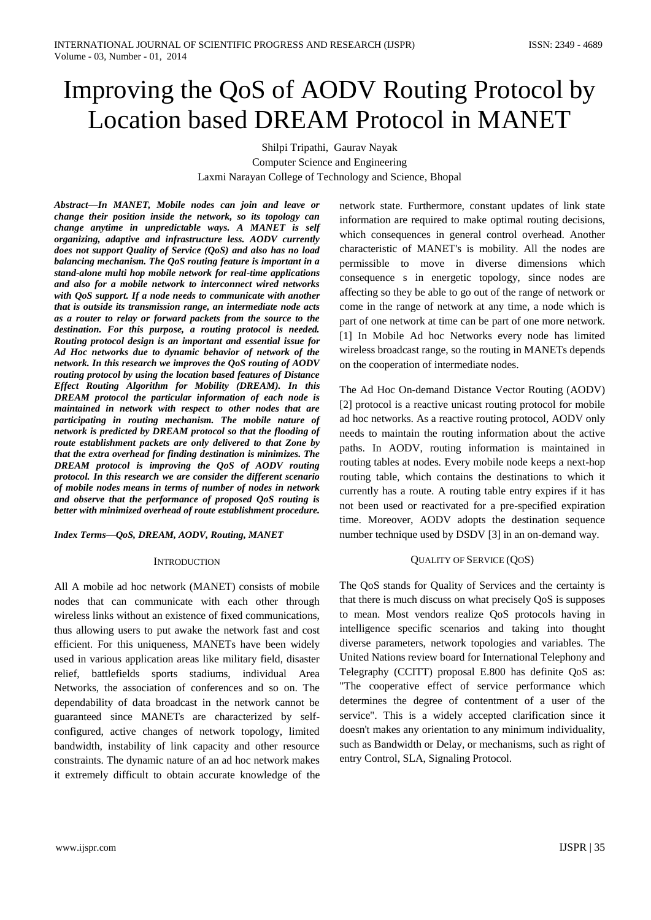# Improving the QoS of AODV Routing Protocol by Location based DREAM Protocol in MANET

Shilpi Tripathi, Gaurav Nayak
Computer Science and Engineering
Laxmi Narayan College of Technology and Science, Bhopal

***Abstract*—*In MANET, Mobile nodes can join and leave or change their position inside the network, so its topology can change anytime in unpredictable ways. A MANET is self organizing, adaptive and infrastructure less. AODV currently does not support Quality of Service (QoS) and also has no load balancing mechanism. The QoS routing feature is important in a stand-alone multi hop mobile network for real-time applications and also for a mobile network to interconnect wired networks with QoS support. If a node needs to communicate with another that is outside its transmission range, an intermediate node acts as a router to relay or forward packets from the source to the destination. For this purpose, a routing protocol is needed. Routing protocol design is an important and essential issue for Ad Hoc networks due to dynamic behavior of network of the network. In this research we improves the QoS routing of AODV routing protocol by using the location based features of Distance Effect Routing Algorithm for Mobility (DREAM). In this DREAM protocol the particular information of each node is maintained in network with respect to other nodes that are participating in routing mechanism. The mobile nature of network is predicted by DREAM protocol so that the flooding of route establishment packets are only delivered to that Zone by that the extra overhead for finding destination is minimizes. The DREAM protocol is improving the QoS of AODV routing protocol. In this research we are consider the different scenario of mobile nodes means in terms of number of nodes in network and observe that the performance of proposed QoS routing is better with minimized overhead of route establishment procedure.***

***Index Terms*—*QoS, DREAM, AODV, Routing, MANET***

## INTRODUCTION

All A mobile ad hoc network (MANET) consists of mobile nodes that can communicate with each other through wireless links without an existence of fixed communications, thus allowing users to put awake the network fast and cost efficient. For this uniqueness, MANETs have been widely used in various application areas like military field, disaster relief, battlefields sports stadiums, individual Area Networks, the association of conferences and so on. The dependability of data broadcast in the network cannot be guaranteed since MANETs are characterized by self-configured, active changes of network topology, limited bandwidth, instability of link capacity and other resource constraints. The dynamic nature of an ad hoc network makes it extremely difficult to obtain accurate knowledge of the network state. Furthermore, constant updates of link state information are required to make optimal routing decisions, which consequences in general control overhead. Another characteristic of MANET's is mobility. All the nodes are permissible to move in diverse dimensions which consequence s in energetic topology, since nodes are affecting so they be able to go out of the range of network or come in the range of network at any time, a node which is part of one network at time can be part of one more network. [1] In Mobile Ad hoc Networks every node has limited wireless broadcast range, so the routing in MANETs depends on the cooperation of intermediate nodes.

The Ad Hoc On-demand Distance Vector Routing (AODV) [2] protocol is a reactive unicast routing protocol for mobile ad hoc networks. As a reactive routing protocol, AODV only needs to maintain the routing information about the active paths. In AODV, routing information is maintained in routing tables at nodes. Every mobile node keeps a next-hop routing table, which contains the destinations to which it currently has a route. A routing table entry expires if it has not been used or reactivated for a pre-specified expiration time. Moreover, AODV adopts the destination sequence number technique used by DSDV [3] in an on-demand way.

## QUALITY OF SERVICE (QOS)

The QoS stands for Quality of Services and the certainty is that there is much discuss on what precisely QoS is supposes to mean. Most vendors realize QoS protocols having in intelligence specific scenarios and taking into thought diverse parameters, network topologies and variables. The United Nations review board for International Telephony and Telegraphy (CCITT) proposal E.800 has definite QoS as: "The cooperative effect of service performance which determines the degree of contentment of a user of the service". This is a widely accepted clarification since it doesn't makes any orientation to any minimum individuality, such as Bandwidth or Delay, or mechanisms, such as right of entry Control, SLA, Signaling Protocol.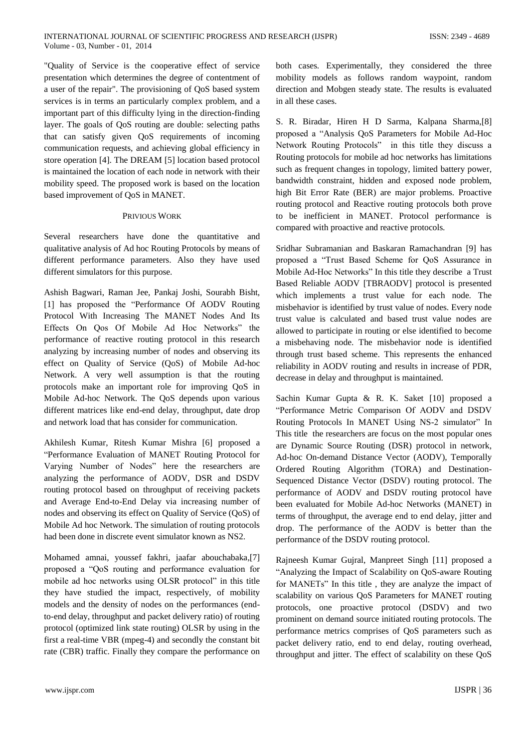"Quality of Service is the cooperative effect of service presentation which determines the degree of contentment of a user of the repair". The provisioning of QoS based system services is in terms an particularly complex problem, and a important part of this difficulty lying in the direction-finding layer. The goals of QoS routing are double: selecting paths that can satisfy given QoS requirements of incoming communication requests, and achieving global efficiency in store operation [4]. The DREAM [5] location based protocol is maintained the location of each node in network with their mobility speed. The proposed work is based on the location based improvement of QoS in MANET.

## PRIVIOUS WORK

Several researchers have done the quantitative and qualitative analysis of Ad hoc Routing Protocols by means of different performance parameters. Also they have used different simulators for this purpose.

Ashish Bagwari, Raman Jee, Pankaj Joshi, Sourabh Bisht, [1] has proposed the "Performance Of AODV Routing Protocol With Increasing The MANET Nodes And Its Effects On Qos Of Mobile Ad Hoc Networks" the performance of reactive routing protocol in this research analyzing by increasing number of nodes and observing its effect on Quality of Service (QoS) of Mobile Ad-hoc Network. A very well assumption is that the routing protocols make an important role for improving QoS in Mobile Ad-hoc Network. The QoS depends upon various different matrices like end-end delay, throughput, date drop and network load that has consider for communication.

Akhilesh Kumar, Ritesh Kumar Mishra [6] proposed a "Performance Evaluation of MANET Routing Protocol for Varying Number of Nodes" here the researchers are analyzing the performance of AODV, DSR and DSDV routing protocol based on throughput of receiving packets and Average End-to-End Delay via increasing number of nodes and observing its effect on Quality of Service (QoS) of Mobile Ad hoc Network. The simulation of routing protocols had been done in discrete event simulator known as NS2.

Mohamed amnai, youssef fakhri, jaafar abouchabaka,[7] proposed a "QoS routing and performance evaluation for mobile ad hoc networks using OLSR protocol" in this title they have studied the impact, respectively, of mobility models and the density of nodes on the performances (end-to-end delay, throughput and packet delivery ratio) of routing protocol (optimized link state routing) OLSR by using in the first a real-time VBR (mpeg-4) and secondly the constant bit rate (CBR) traffic. Finally they compare the performance on both cases. Experimentally, they considered the three mobility models as follows random waypoint, random direction and Mobgen steady state. The results is evaluated in all these cases.

S. R. Biradar, Hiren H D Sarma, Kalpana Sharma,[8] proposed a "Analysis QoS Parameters for Mobile Ad-Hoc Network Routing Protocols" in this title they discuss a Routing protocols for mobile ad hoc networks has limitations such as frequent changes in topology, limited battery power, bandwidth constraint, hidden and exposed node problem, high Bit Error Rate (BER) are major problems. Proactive routing protocol and Reactive routing protocols both prove to be inefficient in MANET. Protocol performance is compared with proactive and reactive protocols.

Sridhar Subramanian and Baskaran Ramachandran [9] has proposed a "Trust Based Scheme for QoS Assurance in Mobile Ad-Hoc Networks" In this title they describe a Trust Based Reliable AODV [TBRAODV] protocol is presented which implements a trust value for each node. The misbehavior is identified by trust value of nodes. Every node trust value is calculated and based trust value nodes are allowed to participate in routing or else identified to become a misbehaving node. The misbehavior node is identified through trust based scheme. This represents the enhanced reliability in AODV routing and results in increase of PDR, decrease in delay and throughput is maintained.

Sachin Kumar Gupta & R. K. Saket [10] proposed a "Performance Metric Comparison Of AODV and DSDV Routing Protocols In MANET Using NS-2 simulator" In This title the researchers are focus on the most popular ones are Dynamic Source Routing (DSR) protocol in network, Ad-hoc On-demand Distance Vector (AODV), Temporally Ordered Routing Algorithm (TORA) and Destination-Sequenced Distance Vector (DSDV) routing protocol. The performance of AODV and DSDV routing protocol have been evaluated for Mobile Ad-hoc Networks (MANET) in terms of throughput, the average end to end delay, jitter and drop. The performance of the AODV is better than the performance of the DSDV routing protocol.

Rajneesh Kumar Gujral, Manpreet Singh [11] proposed a "Analyzing the Impact of Scalability on QoS-aware Routing for MANETs" In this title , they are analyze the impact of scalability on various QoS Parameters for MANET routing protocols, one proactive protocol (DSDV) and two prominent on demand source initiated routing protocols. The performance metrics comprises of QoS parameters such as packet delivery ratio, end to end delay, routing overhead, throughput and jitter. The effect of scalability on these QoS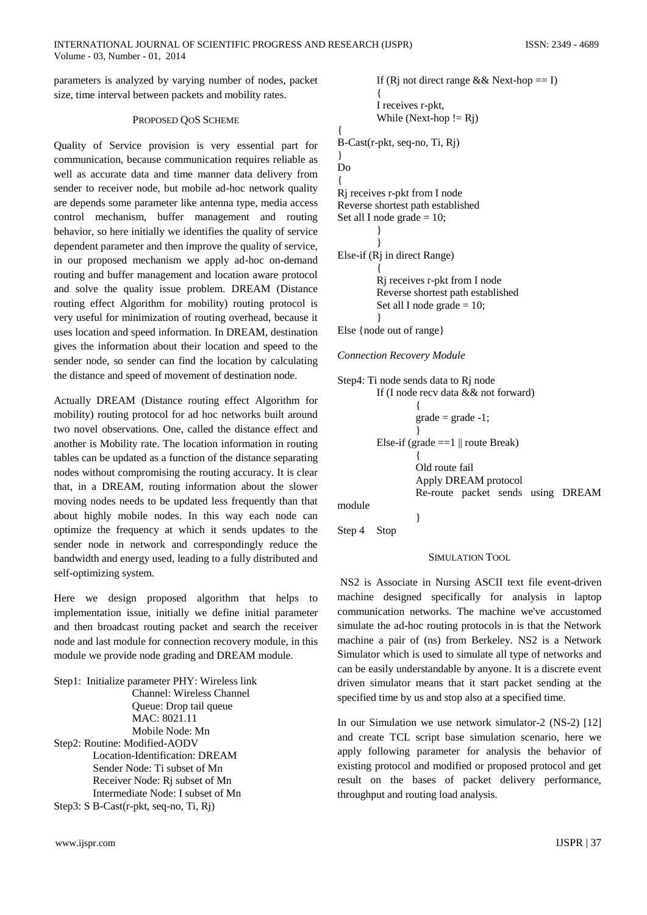parameters is analyzed by varying number of nodes, packet size, time interval between packets and mobility rates.

## PROPOSED QOS SCHEME

Quality of Service provision is very essential part for communication, because communication requires reliable as well as accurate data and time manner data delivery from sender to receiver node, but mobile ad-hoc network quality are depends some parameter like antenna type, media access control mechanism, buffer management and routing behavior, so here initially we identifies the quality of service dependent parameter and then improve the quality of service, in our proposed mechanism we apply ad-hoc on-demand routing and buffer management and location aware protocol and solve the quality issue problem. DREAM (Distance routing effect Algorithm for mobility) routing protocol is very useful for minimization of routing overhead, because it uses location and speed information. In DREAM, destination gives the information about their location and speed to the sender node, so sender can find the location by calculating the distance and speed of movement of destination node.

Actually DREAM (Distance routing effect Algorithm for mobility) routing protocol for ad hoc networks built around two novel observations. One, called the distance effect and another is Mobility rate. The location information in routing tables can be updated as a function of the distance separating nodes without compromising the routing accuracy. It is clear that, in a DREAM, routing information about the slower moving nodes needs to be updated less frequently than that about highly mobile nodes. In this way each node can optimize the frequency at which it sends updates to the sender node in network and correspondingly reduce the bandwidth and energy used, leading to a fully distributed and self-optimizing system.

Here we design proposed algorithm that helps to implementation issue, initially we define initial parameter and then broadcast routing packet and search the receiver node and last module for connection recovery module, in this module we provide node grading and DREAM module.

```
Step1: Initialize parameter PHY: Wireless link
                Channel: Wireless Channel
                Queue: Drop tail queue
                MAC: 8021.11
                Mobile Node: Mn
Step2: Routine: Modified-AODV
        Location-Identification: DREAM
        Sender Node: Ti subset of Mn
        Receiver Node: Rj subset of Mn
        Intermediate Node: I subset of Mn
Step3: S B-Cast(r-pkt, seq-no, Ti, Rj)
        If (Rj not direct range && Next-hop == I)
        {
        I receives r-pkt,
        While (Next-hop != Rj)
{
B-Cast(r-pkt, seq-no, Ti, Rj)
}
Do
{
Rj receives r-pkt from I node
Reverse shortest path established
Set all I node grade = 10;
        }
        }
Else-if (Rj in direct Range)
        {
        Rj receives r-pkt from I node
        Reverse shortest path established
        Set all I node grade = 10;
        }
Else {node out of range}
```

*Connection Recovery Module*

```
Step4: Ti node sends data to Rj node
        If (I node recv data && not forward)
                {
                grade = grade -1;
                }
        Else-if (grade ==1 || route Break)
                {
                Old route fail
                Apply DREAM protocol
                Re-route packet sends using DREAM module
                }
Step 4  Stop
```

## SIMULATION TOOL

NS2 is Associate in Nursing ASCII text file event-driven machine designed specifically for analysis in laptop communication networks. The machine we've accustomed simulate the ad-hoc routing protocols in is that the Network machine a pair of (ns) from Berkeley. NS2 is a Network Simulator which is used to simulate all type of networks and can be easily understandable by anyone. It is a discrete event driven simulator means that it start packet sending at the specified time by us and stop also at a specified time.

In our Simulation we use network simulator-2 (NS-2) [12] and create TCL script base simulation scenario, here we apply following parameter for analysis the behavior of existing protocol and modified or proposed protocol and get result on the bases of packet delivery performance, throughput and routing load analysis.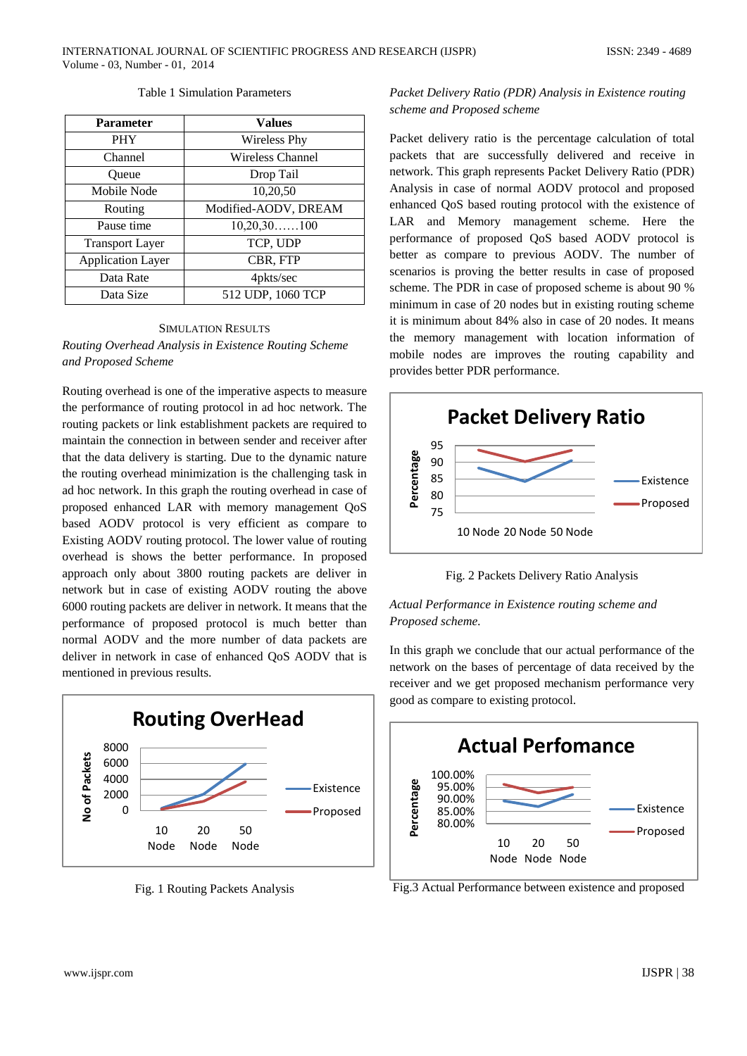Table 1 Simulation Parameters

| Parameter | Values |
|---|---|
| PHY | Wireless Phy |
| Channel | Wireless Channel |
| Queue | Drop Tail |
| Mobile Node | 10,20,50 |
| Routing | Modified-AODV, DREAM |
| Pause time | 10,20,30……100 |
| Transport Layer | TCP, UDP |
| Application Layer | CBR, FTP |
| Data Rate | 4pkts/sec |
| Data Size | 512 UDP, 1060 TCP |

## SIMULATION RESULTS

### *Routing Overhead Analysis in Existence Routing Scheme and Proposed Scheme*

Routing overhead is one of the imperative aspects to measure the performance of routing protocol in ad hoc network. The routing packets or link establishment packets are required to maintain the connection in between sender and receiver after that the data delivery is starting. Due to the dynamic nature the routing overhead minimization is the challenging task in ad hoc network. In this graph the routing overhead in case of proposed enhanced LAR with memory management QoS based AODV protocol is very efficient as compare to Existing AODV routing protocol. The lower value of routing overhead is shows the better performance. In proposed approach only about 3800 routing packets are deliver in network but in case of existing AODV routing the above 6000 routing packets are deliver in network. It means that the performance of proposed protocol is much better than normal AODV and the more number of data packets are deliver in network in case of enhanced QoS AODV that is mentioned in previous results.

Fig. 1 Routing Packets Analysis

### *Packet Delivery Ratio (PDR) Analysis in Existence routing scheme and Proposed scheme*

Packet delivery ratio is the percentage calculation of total packets that are successfully delivered and receive in network. This graph represents Packet Delivery Ratio (PDR) Analysis in case of normal AODV protocol and proposed enhanced QoS based routing protocol with the existence of LAR and Memory management scheme. Here the performance of proposed QoS based AODV protocol is better as compare to previous AODV. The number of scenarios is proving the better results in case of proposed scheme. The PDR in case of proposed scheme is about 90 % minimum in case of 20 nodes but in existing routing scheme it is minimum about 84% also in case of 20 nodes. It means the memory management with location information of mobile nodes are improves the routing capability and provides better PDR performance.

Fig. 2 Packets Delivery Ratio Analysis

### *Actual Performance in Existence routing scheme and Proposed scheme.*

In this graph we conclude that our actual performance of the network on the bases of percentage of data received by the receiver and we get proposed mechanism performance very good as compare to existing protocol.

Fig.3 Actual Performance between existence and proposed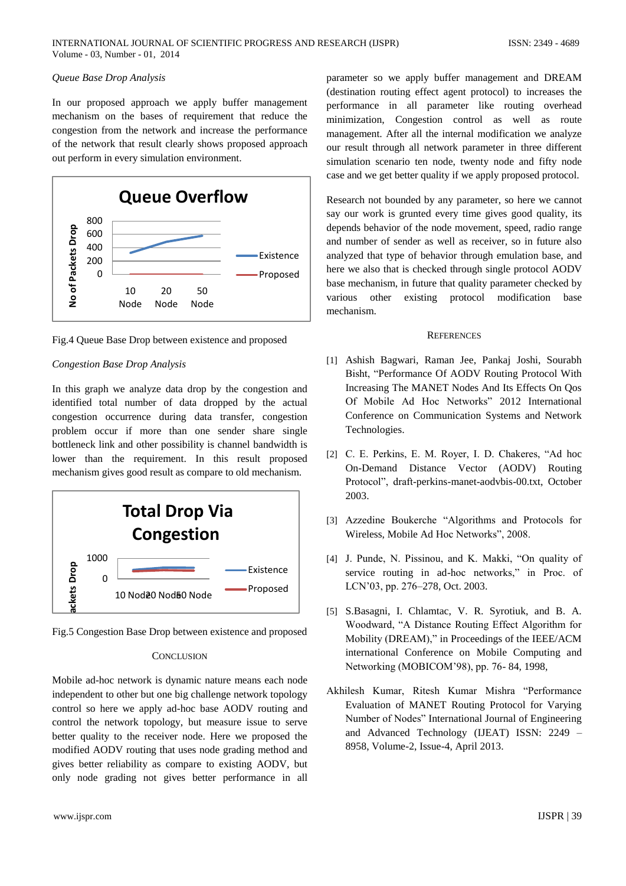*Queue Base Drop Analysis*

In our proposed approach we apply buffer management mechanism on the bases of requirement that reduce the congestion from the network and increase the performance of the network that result clearly shows proposed approach out perform in every simulation environment.

Fig.4 Queue Base Drop between existence and proposed

*Congestion Base Drop Analysis*

In this graph we analyze data drop by the congestion and identified total number of data dropped by the actual congestion occurrence during data transfer, congestion problem occur if more than one sender share single bottleneck link and other possibility is channel bandwidth is lower than the requirement. In this result proposed mechanism gives good result as compare to old mechanism.

Fig.5 Congestion Base Drop between existence and proposed

## CONCLUSION

Mobile ad-hoc network is dynamic nature means each node independent to other but one big challenge network topology control so here we apply ad-hoc base AODV routing and control the network topology, but measure issue to serve better quality to the receiver node. Here we proposed the modified AODV routing that uses node grading method and gives better reliability as compare to existing AODV, but only node grading not gives better performance in all parameter so we apply buffer management and DREAM (destination routing effect agent protocol) to increases the performance in all parameter like routing overhead minimization, Congestion control as well as route management. After all the internal modification we analyze our result through all network parameter in three different simulation scenario ten node, twenty node and fifty node case and we get better quality if we apply proposed protocol.

Research not bounded by any parameter, so here we cannot say our work is grunted every time gives good quality, its depends behavior of the node movement, speed, radio range and number of sender as well as receiver, so in future also analyzed that type of behavior through emulation base, and here we also that is checked through single protocol AODV base mechanism, in future that quality parameter checked by various other existing protocol modification base mechanism.

## REFERENCES

[1] Ashish Bagwari, Raman Jee, Pankaj Joshi, Sourabh Bisht, "Performance Of AODV Routing Protocol With Increasing The MANET Nodes And Its Effects On Qos Of Mobile Ad Hoc Networks" 2012 International Conference on Communication Systems and Network Technologies.

[2] C. E. Perkins, E. M. Royer, I. D. Chakeres, "Ad hoc On-Demand Distance Vector (AODV) Routing Protocol", draft-perkins-manet-aodvbis-00.txt, October 2003.

[3] Azzedine Boukerche "Algorithms and Protocols for Wireless, Mobile Ad Hoc Networks", 2008.

[4] J. Punde, N. Pissinou, and K. Makki, "On quality of service routing in ad-hoc networks," in Proc. of LCN'03, pp. 276–278, Oct. 2003.

[5] S.Basagni, I. Chlamtac, V. R. Syrotiuk, and B. A. Woodward, "A Distance Routing Effect Algorithm for Mobility (DREAM)," in Proceedings of the IEEE/ACM international Conference on Mobile Computing and Networking (MOBICOM'98), pp. 76- 84, 1998,

Akhilesh Kumar, Ritesh Kumar Mishra "Performance Evaluation of MANET Routing Protocol for Varying Number of Nodes" International Journal of Engineering and Advanced Technology (IJEAT) ISSN: 2249 – 8958, Volume-2, Issue-4, April 2013.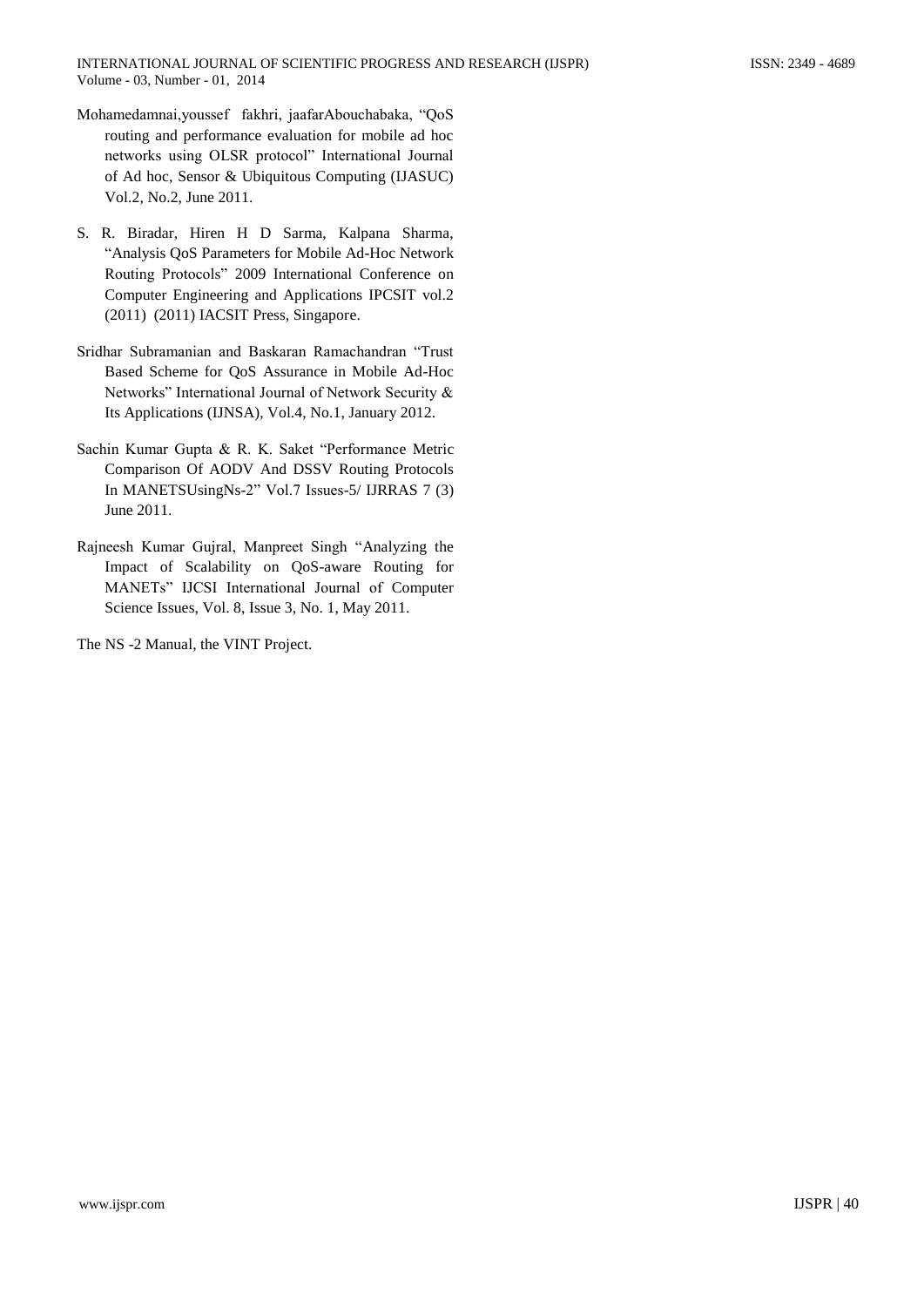Mohamedamnai,youssef fakhri, jaafarAbouchabaka, "QoS routing and performance evaluation for mobile ad hoc networks using OLSR protocol" International Journal of Ad hoc, Sensor & Ubiquitous Computing (IJASUC) Vol.2, No.2, June 2011.

S. R. Biradar, Hiren H D Sarma, Kalpana Sharma, "Analysis QoS Parameters for Mobile Ad-Hoc Network Routing Protocols" 2009 International Conference on Computer Engineering and Applications IPCSIT vol.2 (2011) (2011) IACSIT Press, Singapore.

Sridhar Subramanian and Baskaran Ramachandran "Trust Based Scheme for QoS Assurance in Mobile Ad-Hoc Networks" International Journal of Network Security & Its Applications (IJNSA), Vol.4, No.1, January 2012.

Sachin Kumar Gupta & R. K. Saket "Performance Metric Comparison Of AODV And DSSV Routing Protocols In MANETSUsingNs-2" Vol.7 Issues-5/ IJRRAS 7 (3) June 2011.

Rajneesh Kumar Gujral, Manpreet Singh "Analyzing the Impact of Scalability on QoS-aware Routing for MANETs" IJCSI International Journal of Computer Science Issues, Vol. 8, Issue 3, No. 1, May 2011.

The NS -2 Manual, the VINT Project.